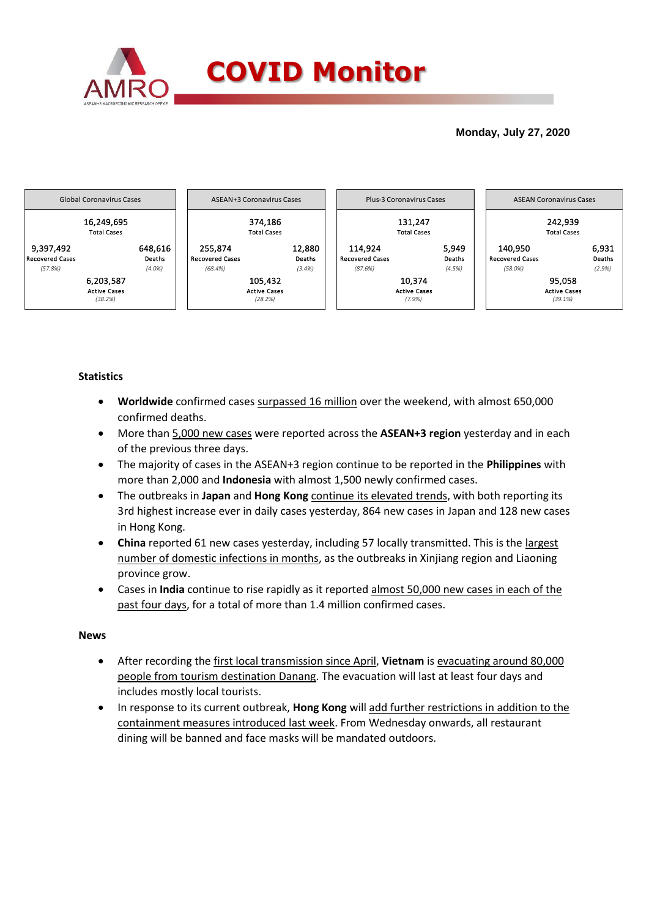# COVID Monitor

**Monday, July 27, 2020**

| Global Coronavirus Cases | | ASEAN+3 Coronavirus Cases | | Plus-3 Coronavirus Cases | | ASEAN Coronavirus Cases | |
|---|---|---|---|---|---|---|---|
| 16,249,695 Total Cases | | 374,186 Total Cases | | 131,247 Total Cases | | 242,939 Total Cases | |
| 9,397,492 Recovered Cases *(57.8%)* | 648,616 Deaths *(4.0%)* | 255,874 Recovered Cases *(68.4%)* | 12,880 Deaths *(3.4%)* | 114,924 Recovered Cases *(87.6%)* | 5,949 Deaths *(4.5%)* | 140,950 Recovered Cases *(58.0%)* | 6,931 Deaths *(2.9%)* |
| 6,203,587 Active Cases *(38.2%)* | | 105,432 Active Cases *(28.2%)* | | 10,374 Active Cases *(7.9%)* | | 95,058 Active Cases *(39.1%)* | |

## Statistics

- **Worldwide** confirmed cases surpassed 16 million over the weekend, with almost 650,000 confirmed deaths.
- More than 5,000 new cases were reported across the **ASEAN+3 region** yesterday and in each of the previous three days.
- The majority of cases in the ASEAN+3 region continue to be reported in the **Philippines** with more than 2,000 and **Indonesia** with almost 1,500 newly confirmed cases.
- The outbreaks in **Japan** and **Hong Kong** continue its elevated trends, with both reporting its 3rd highest increase ever in daily cases yesterday, 864 new cases in Japan and 128 new cases in Hong Kong.
- **China** reported 61 new cases yesterday, including 57 locally transmitted. This is the largest number of domestic infections in months, as the outbreaks in Xinjiang region and Liaoning province grow.
- Cases in **India** continue to rise rapidly as it reported almost 50,000 new cases in each of the past four days, for a total of more than 1.4 million confirmed cases.

## News

- After recording the first local transmission since April, **Vietnam** is evacuating around 80,000 people from tourism destination Danang. The evacuation will last at least four days and includes mostly local tourists.
- In response to its current outbreak, **Hong Kong** will add further restrictions in addition to the containment measures introduced last week. From Wednesday onwards, all restaurant dining will be banned and face masks will be mandated outdoors.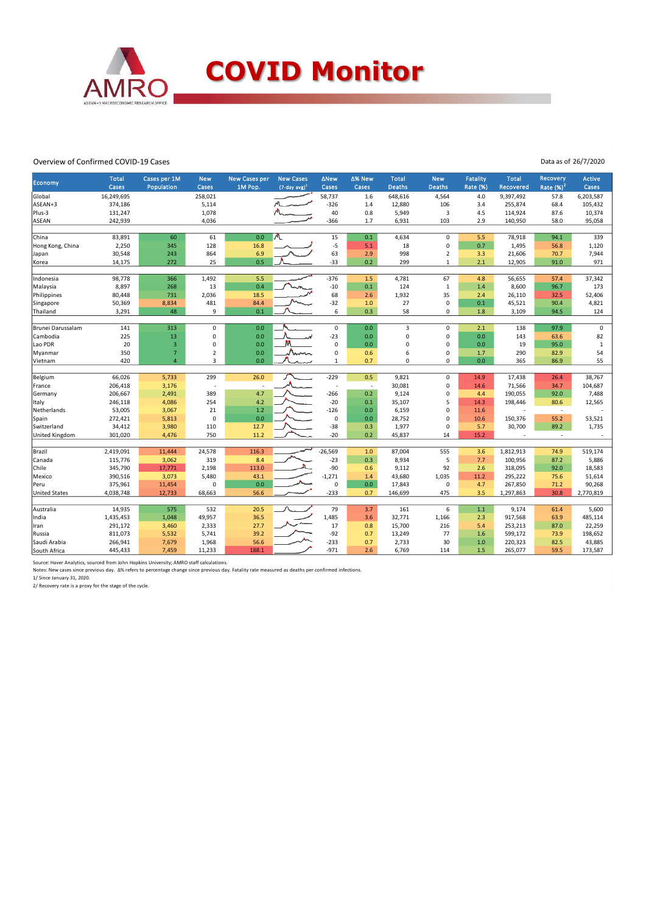# COVID Monitor

Overview of Confirmed COVID-19 Cases

Data as of 26/7/2020

| Economy | Total Cases | Cases per 1M Population | New Cases | New Cases per 1M Pop. | New Cases (7-day avg)[1] | ΔNew Cases | Δ% New Cases | Total Deaths | New Deaths | Fatality Rate (%) | Total Recovered | Recovery Rate (%)[2] | Active Cases |
|---|---|---|---|---|---|---|---|---|---|---|---|---|---|
| Global | 16,249,695 | | 258,021 | | | 58,737 | 1.6 | 648,616 | 4,564 | 4.0 | 9,397,492 | 57.8 | 6,203,587 |
| ASEAN+3 | 374,186 | | 5,114 | | | -326 | 1.4 | 12,880 | 106 | 3.4 | 255,874 | 68.4 | 105,432 |
| Plus-3 | 131,247 | | 1,078 | | | 40 | 0.8 | 5,949 | 3 | 4.5 | 114,924 | 87.6 | 10,374 |
| ASEAN | 242,939 | | 4,036 | | | -366 | 1.7 | 6,931 | 103 | 2.9 | 140,950 | 58.0 | 95,058 |
| | | | | | | | | | | | | | |
| China | 83,891 | 60 | 61 | 0.0 | | 15 | 0.1 | 4,634 | 0 | 5.5 | 78,918 | 94.1 | 339 |
| Hong Kong, China | 2,250 | 345 | 128 | 16.8 | | -5 | 5.1 | 18 | 0 | 0.7 | 1,495 | 56.8 | 1,120 |
| Japan | 30,548 | 243 | 864 | 6.9 | | 63 | 2.9 | 998 | 2 | 3.3 | 21,606 | 70.7 | 7,944 |
| Korea | 14,175 | 272 | 25 | 0.5 | | -33 | 0.2 | 299 | 1 | 2.1 | 12,905 | 91.0 | 971 |
| | | | | | | | | | | | | | |
| Indonesia | 98,778 | 366 | 1,492 | 5.5 | | -376 | 1.5 | 4,781 | 67 | 4.8 | 56,655 | 57.4 | 37,342 |
| Malaysia | 8,897 | 268 | 13 | 0.4 | | -10 | 0.1 | 124 | 1 | 1.4 | 8,600 | 96.7 | 173 |
| Philippines | 80,448 | 731 | 2,036 | 18.5 | | 68 | 2.6 | 1,932 | 35 | 2.4 | 26,110 | 32.5 | 52,406 |
| Singapore | 50,369 | 8,834 | 481 | 84.4 | | -32 | 1.0 | 27 | 0 | 0.1 | 45,521 | 90.4 | 4,821 |
| Thailand | 3,291 | 48 | 9 | 0.1 | | 6 | 0.3 | 58 | 0 | 1.8 | 3,109 | 94.5 | 124 |
| | | | | | | | | | | | | | |
| Brunei Darussalam | 141 | 313 | 0 | 0.0 | | 0 | 0.0 | 3 | 0 | 2.1 | 138 | 97.9 | 0 |
| Cambodia | 225 | 13 | 0 | 0.0 | | -23 | 0.0 | 0 | 0 | 0.0 | 143 | 63.6 | 82 |
| Lao PDR | 20 | 3 | 0 | 0.0 | | 0 | 0.0 | 0 | 0 | 0.0 | 19 | 95.0 | 1 |
| Myanmar | 350 | 7 | 2 | 0.0 | | 0 | 0.6 | 6 | 0 | 1.7 | 290 | 82.9 | 54 |
| Vietnam | 420 | 4 | 3 | 0.0 | | 1 | 0.7 | 0 | 0 | 0.0 | 365 | 86.9 | 55 |
| | | | | | | | | | | | | | |
| Belgium | 66,026 | 5,733 | 299 | 26.0 | | -229 | 0.5 | 9,821 | 0 | 14.9 | 17,438 | 26.4 | 38,767 |
| France | 206,418 | 3,176 | - | - | | - | - | 30,081 | 0 | 14.6 | 71,566 | 34.7 | 104,687 |
| Germany | 206,667 | 2,491 | 389 | 4.7 | | -266 | 0.2 | 9,124 | 0 | 4.4 | 190,055 | 92.0 | 7,488 |
| Italy | 246,118 | 4,086 | 254 | 4.2 | | -20 | 0.1 | 35,107 | 5 | 14.3 | 198,446 | 80.6 | 12,565 |
| Netherlands | 53,005 | 3,067 | 21 | 1.2 | | -126 | 0.0 | 6,159 | 0 | 11.6 | - | - | - |
| Spain | 272,421 | 5,813 | 0 | 0.0 | | 0 | 0.0 | 28,752 | 0 | 10.6 | 150,376 | 55.2 | 53,521 |
| Switzerland | 34,412 | 3,980 | 110 | 12.7 | | -38 | 0.3 | 1,977 | 0 | 5.7 | 30,700 | 89.2 | 1,735 |
| United Kingdom | 301,020 | 4,476 | 750 | 11.2 | | -20 | 0.2 | 45,837 | 14 | 15.2 | - | - | - |
| | | | | | | | | | | | | | |
| Brazil | 2,419,091 | 11,444 | 24,578 | 116.3 | | -26,569 | 1.0 | 87,004 | 555 | 3.6 | 1,812,913 | 74.9 | 519,174 |
| Canada | 115,776 | 3,062 | 319 | 8.4 | | -23 | 0.3 | 8,934 | 5 | 7.7 | 100,956 | 87.2 | 5,886 |
| Chile | 345,790 | 17,771 | 2,198 | 113.0 | | -90 | 0.6 | 9,112 | 92 | 2.6 | 318,095 | 92.0 | 18,583 |
| Mexico | 390,516 | 3,073 | 5,480 | 43.1 | | -1,271 | 1.4 | 43,680 | 1,035 | 11.2 | 295,222 | 75.6 | 51,614 |
| Peru | 375,961 | 11,454 | 0 | 0.0 | | 0 | 0.0 | 17,843 | 0 | 4.7 | 267,850 | 71.2 | 90,268 |
| United States | 4,038,748 | 12,733 | 68,663 | 56.6 | | -233 | 0.7 | 146,699 | 475 | 3.5 | 1,297,863 | 30.8 | 2,770,819 |
| | | | | | | | | | | | | | |
| Australia | 14,935 | 575 | 532 | 20.5 | | 79 | 3.7 | 161 | 6 | 1.1 | 9,174 | 61.4 | 5,600 |
| India | 1,435,453 | 1,048 | 49,957 | 36.5 | | 1,485 | 3.6 | 32,771 | 1,166 | 2.3 | 917,568 | 63.9 | 485,114 |
| Iran | 291,172 | 3,460 | 2,333 | 27.7 | | 17 | 0.8 | 15,700 | 216 | 5.4 | 253,213 | 87.0 | 22,259 |
| Russia | 811,073 | 5,532 | 5,741 | 39.2 | | -92 | 0.7 | 13,249 | 77 | 1.6 | 599,172 | 73.9 | 198,652 |
| Saudi Arabia | 266,941 | 7,679 | 1,968 | 56.6 | | -233 | 0.7 | 2,733 | 30 | 1.0 | 220,323 | 82.5 | 43,885 |
| South Africa | 445,433 | 7,459 | 11,233 | 188.1 | | -971 | 2.6 | 6,769 | 114 | 1.5 | 265,077 | 59.5 | 173,587 |

Source: Haver Analytics, sourced from John Hopkins University; AMRO staff calculations.

Notes: New cases since previous day. Δ% refers to percentage change since previous day. Fatality rate measured as deaths per confirmed infections.

1/ Since January 31, 2020.

2/ Recovery rate is a proxy for the stage of the cycle.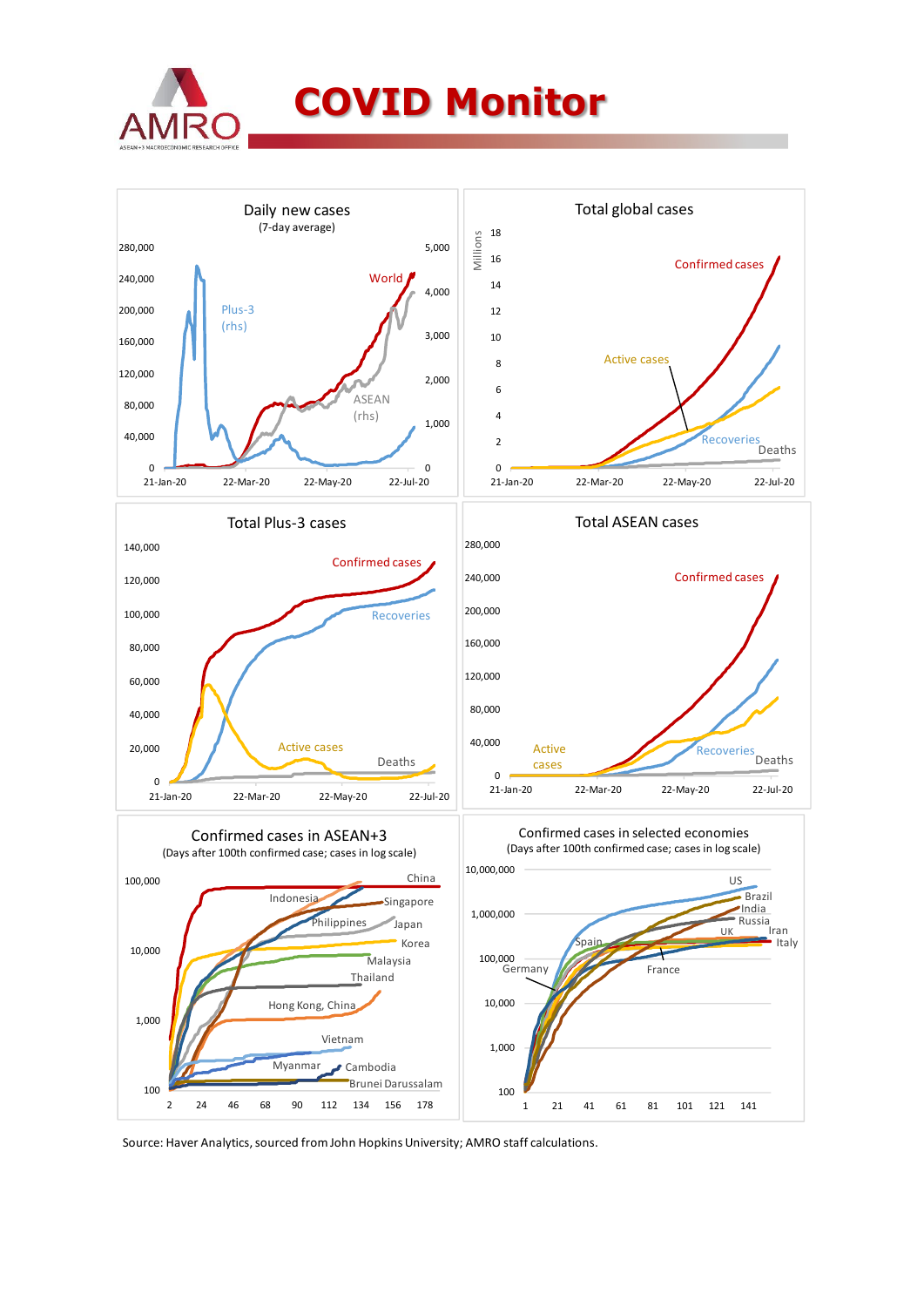# COVID Monitor

AMRO

ASEAN+3 MACROECONOMIC RESEARCH OFFICE

Daily new cases

(7-day average)

280,000
240,000
200,000
160,000
120,000
80,000
40,000
0

5,000
4,000
3,000
2,000
1,000
0

21-Jan-20 22-Mar-20 22-May-20 22-Jul-20

World

Plus-3 (rhs)

ASEAN (rhs)

Total global cases

Millions

18
16
14
12
10
8
6
4
2
0

21-Jan-20 22-Mar-20 22-May-20 22-Jul-20

Confirmed cases

Active cases

Recoveries

Deaths

Total Plus-3 cases

140,000
120,000
100,000
80,000
60,000
40,000
20,000
0

21-Jan-20 22-Mar-20 22-May-20 22-Jul-20

Confirmed cases

Recoveries

Active cases

Deaths

Total ASEAN cases

280,000
240,000
200,000
160,000
120,000
80,000
40,000
0

21-Jan-20 22-Mar-20 22-May-20 22-Jul-20

Confirmed cases

Active cases

Recoveries

Deaths

Confirmed cases in ASEAN+3

(Days after 100th confirmed case; cases in log scale)

100,000
10,000
1,000
100

2 24 46 68 90 112 134 156 178

China, Indonesia, Singapore, Philippines, Japan, Korea, Malaysia, Thailand, Hong Kong, China, Vietnam, Myanmar, Cambodia, Brunei Darussalam

Confirmed cases in selected economies

(Days after 100th confirmed case; cases in log scale)

10,000,000
1,000,000
100,000
10,000
1,000
100

1 21 41 61 81 101 121 141

US, Brazil, India, Russia, Iran, UK, Italy, Spain, Germany, France

Source: Haver Analytics, sourced from John Hopkins University; AMRO staff calculations.